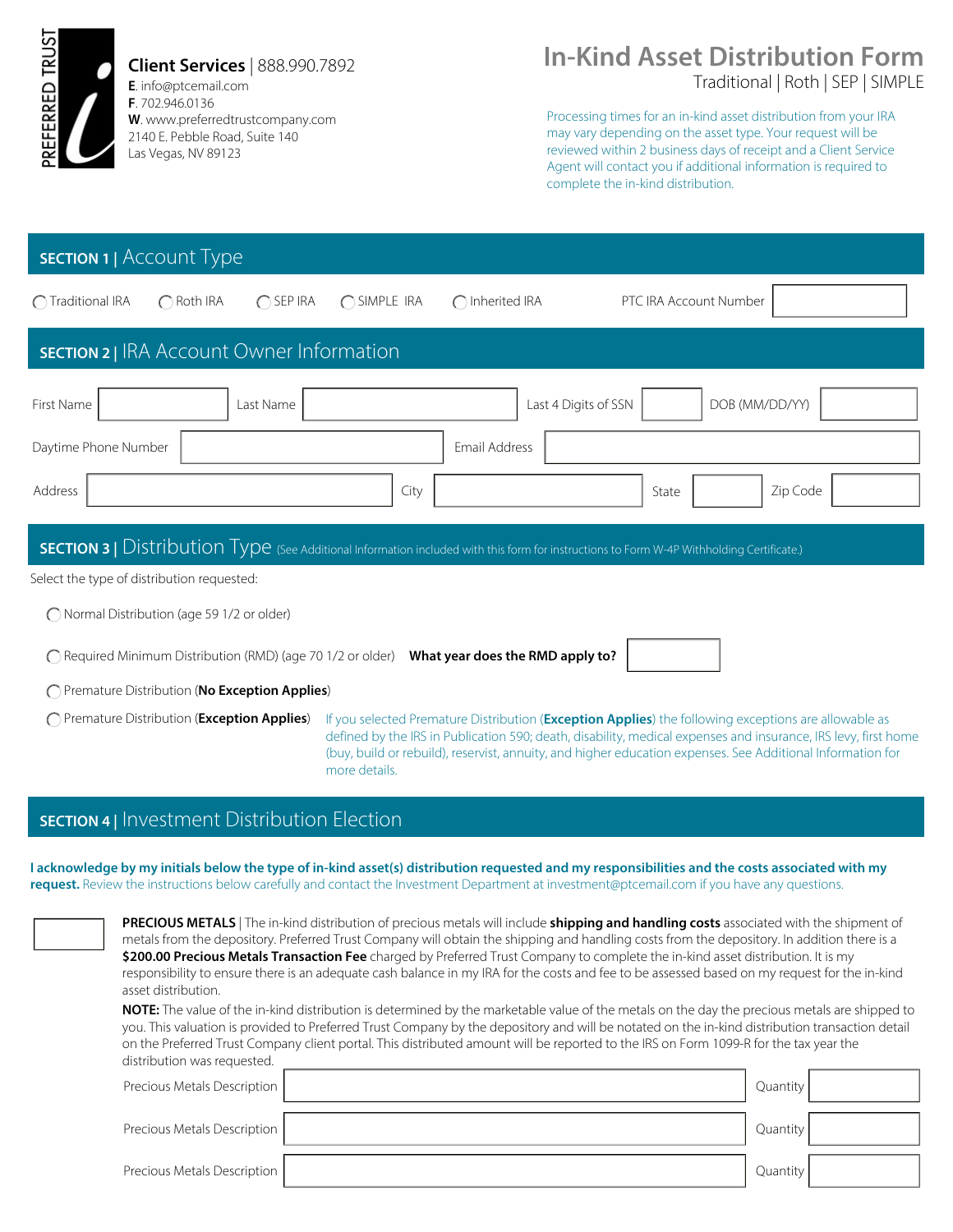PREFERRED TRUST

**Client Services** | 888.990.7892
**E**. info@ptcemail.com
**F**. 702.946.0136
**W**. www.preferredtrustcompany.com
2140 E. Pebble Road, Suite 140
Las Vegas, NV 89123

# In-Kind Asset Distribution Form

Traditional | Roth | SEP | SIMPLE

Processing times for an in-kind asset distribution from your IRA may vary depending on the asset type. Your request will be reviewed within 2 business days of receipt and a Client Service Agent will contact you if additional information is required to complete the in-kind distribution.

## SECTION 1 | Account Type

◯ Traditional IRA ◯ Roth IRA ◯ SEP IRA ◯ SIMPLE IRA ◯ Inherited IRA

PTC IRA Account Number ______

## SECTION 2 | IRA Account Owner Information

First Name ______ Last Name ______ Last 4 Digits of SSN ______ DOB (MM/DD/YY) ______

Daytime Phone Number ______ Email Address ______

Address ______ City ______ State ______ Zip Code ______

## SECTION 3 | Distribution Type (See Additional Information included with this form for instructions to Form W-4P Withholding Certificate.)

Select the type of distribution requested:

◯ Normal Distribution (age 59 1/2 or older)

◯ Required Minimum Distribution (RMD) (age 70 1/2 or older) **What year does the RMD apply to?** ______

◯ Premature Distribution (**No Exception Applies**)

◯ Premature Distribution (**Exception Applies**) If you selected Premature Distribution (**Exception Applies**) the following exceptions are allowable as defined by the IRS in Publication 590; death, disability, medical expenses and insurance, IRS levy, first home (buy, build or rebuild), reservist, annuity, and higher education expenses. See Additional Information for more details.

## SECTION 4 | Investment Distribution Election

**I acknowledge by my initials below the type of in-kind asset(s) distribution requested and my responsibilities and the costs associated with my request.** Review the instructions below carefully and contact the Investment Department at investment@ptcemail.com if you have any questions.

______ **PRECIOUS METALS** | The in-kind distribution of precious metals will include **shipping and handling costs** associated with the shipment of metals from the depository. Preferred Trust Company will obtain the shipping and handling costs from the depository. In addition there is a **$200.00 Precious Metals Transaction Fee** charged by Preferred Trust Company to complete the in-kind asset distribution. It is my responsibility to ensure there is an adequate cash balance in my IRA for the costs and fee to be assessed based on my request for the in-kind asset distribution.

**NOTE:** The value of the in-kind distribution is determined by the marketable value of the metals on the day the precious metals are shipped to you. This valuation is provided to Preferred Trust Company by the depository and will be notated on the in-kind distribution transaction detail on the Preferred Trust Company client portal. This distributed amount will be reported to the IRS on Form 1099-R for the tax year the distribution was requested.

| Precious Metals Description | | Quantity | |
|---|---|---|---|
| Precious Metals Description | | Quantity | |
| Precious Metals Description | | Quantity | |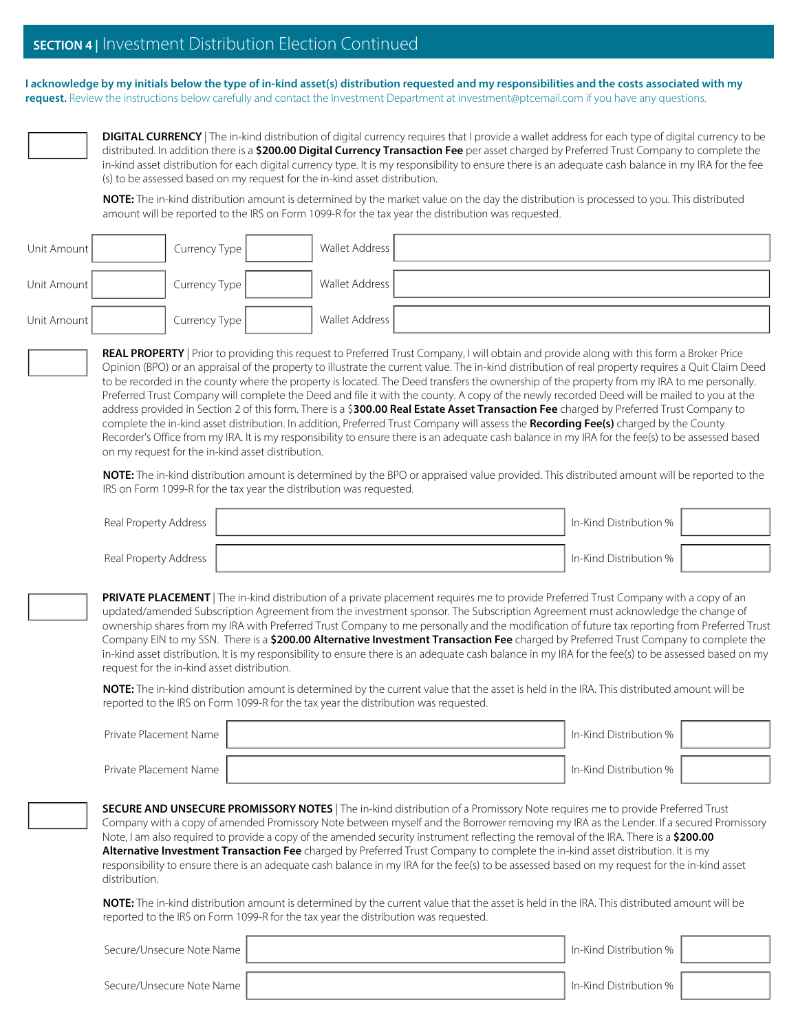## SECTION 4 | Investment Distribution Election Continued

**I acknowledge by my initials below the type of in-kind asset(s) distribution requested and my responsibilities and the costs associated with my request.** Review the instructions below carefully and contact the Investment Department at investment@ptcemail.com if you have any questions.

**DIGITAL CURRENCY** | The in-kind distribution of digital currency requires that I provide a wallet address for each type of digital currency to be distributed. In addition there is a **$200.00 Digital Currency Transaction Fee** per asset charged by Preferred Trust Company to complete the in-kind asset distribution for each digital currency type. It is my responsibility to ensure there is an adequate cash balance in my IRA for the fee (s) to be assessed based on my request for the in-kind asset distribution.

**NOTE:** The in-kind distribution amount is determined by the market value on the day the distribution is processed to you. This distributed amount will be reported to the IRS on Form 1099-R for the tax year the distribution was requested.

| Unit Amount | | Currency Type | | Wallet Address | |
|---|---|---|---|---|---|
| Unit Amount | | Currency Type | | Wallet Address | |
| Unit Amount | | Currency Type | | Wallet Address | |

**REAL PROPERTY** | Prior to providing this request to Preferred Trust Company, I will obtain and provide along with this form a Broker Price Opinion (BPO) or an appraisal of the property to illustrate the current value. The in-kind distribution of real property requires a Quit Claim Deed to be recorded in the county where the property is located. The Deed transfers the ownership of the property from my IRA to me personally. Preferred Trust Company will complete the Deed and file it with the county. A copy of the newly recorded Deed will be mailed to you at the address provided in Section 2 of this form. There is a $**300.00 Real Estate Asset Transaction Fee** charged by Preferred Trust Company to complete the in-kind asset distribution. In addition, Preferred Trust Company will assess the **Recording Fee(s)** charged by the County Recorder's Office from my IRA. It is my responsibility to ensure there is an adequate cash balance in my IRA for the fee(s) to be assessed based on my request for the in-kind asset distribution.

**NOTE:** The in-kind distribution amount is determined by the BPO or appraised value provided. This distributed amount will be reported to the IRS on Form 1099-R for the tax year the distribution was requested.

| Real Property Address | | In-Kind Distribution % | |
|---|---|---|---|
| Real Property Address | | In-Kind Distribution % | |

**PRIVATE PLACEMENT** | The in-kind distribution of a private placement requires me to provide Preferred Trust Company with a copy of an updated/amended Subscription Agreement from the investment sponsor. The Subscription Agreement must acknowledge the change of ownership shares from my IRA with Preferred Trust Company to me personally and the modification of future tax reporting from Preferred Trust Company EIN to my SSN. There is a **$200.00 Alternative Investment Transaction Fee** charged by Preferred Trust Company to complete the in-kind asset distribution. It is my responsibility to ensure there is an adequate cash balance in my IRA for the fee(s) to be assessed based on my request for the in-kind asset distribution.

**NOTE:** The in-kind distribution amount is determined by the current value that the asset is held in the IRA. This distributed amount will be reported to the IRS on Form 1099-R for the tax year the distribution was requested.

| Private Placement Name | | In-Kind Distribution % | |
|---|---|---|---|
| Private Placement Name | | In-Kind Distribution % | |

**SECURE AND UNSECURE PROMISSORY NOTES** | The in-kind distribution of a Promissory Note requires me to provide Preferred Trust Company with a copy of amended Promissory Note between myself and the Borrower removing my IRA as the Lender. If a secured Promissory Note, I am also required to provide a copy of the amended security instrument reflecting the removal of the IRA. There is a **$200.00 Alternative Investment Transaction Fee** charged by Preferred Trust Company to complete the in-kind asset distribution. It is my responsibility to ensure there is an adequate cash balance in my IRA for the fee(s) to be assessed based on my request for the in-kind asset distribution.

**NOTE:** The in-kind distribution amount is determined by the current value that the asset is held in the IRA. This distributed amount will be reported to the IRS on Form 1099-R for the tax year the distribution was requested.

| Secure/Unsecure Note Name | | In-Kind Distribution % | |
|---|---|---|---|
| Secure/Unsecure Note Name | | In-Kind Distribution % | |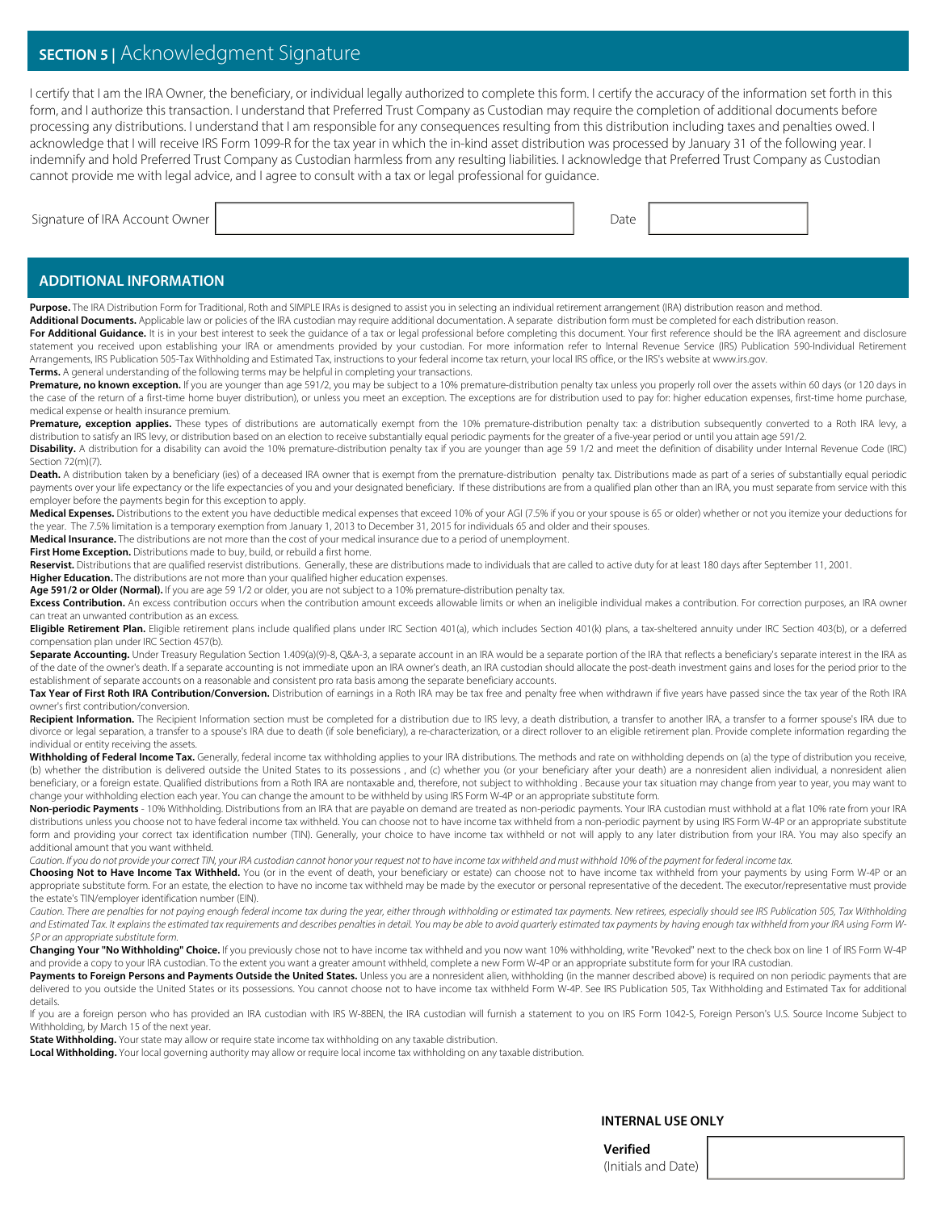## SECTION 5 | Acknowledgment Signature

I certify that I am the IRA Owner, the beneficiary, or individual legally authorized to complete this form. I certify the accuracy of the information set forth in this form, and I authorize this transaction. I understand that Preferred Trust Company as Custodian may require the completion of additional documents before processing any distributions. I understand that I am responsible for any consequences resulting from this distribution including taxes and penalties owed. I acknowledge that I will receive IRS Form 1099-R for the tax year in which the in-kind asset distribution was processed by January 31 of the following year. I indemnify and hold Preferred Trust Company as Custodian harmless from any resulting liabilities. I acknowledge that Preferred Trust Company as Custodian cannot provide me with legal advice, and I agree to consult with a tax or legal professional for guidance.

Signature of IRA Account Owner ______________________ Date __________

## ADDITIONAL INFORMATION

**Purpose.** The IRA Distribution Form for Traditional, Roth and SIMPLE IRAs is designed to assist you in selecting an individual retirement arrangement (IRA) distribution reason and method.

**Additional Documents.** Applicable law or policies of the IRA custodian may require additional documentation. A separate distribution form must be completed for each distribution reason.

**For Additional Guidance.** It is in your best interest to seek the guidance of a tax or legal professional before completing this document. Your first reference should be the IRA agreement and disclosure statement you received upon establishing your IRA or amendments provided by your custodian. For more information refer to Internal Revenue Service (IRS) Publication 590-Individual Retirement Arrangements, IRS Publication 505-Tax Withholding and Estimated Tax, instructions to your federal income tax return, your local IRS office, or the IRS's website at www.irs.gov.

**Terms.** A general understanding of the following terms may be helpful in completing your transactions.

**Premature, no known exception.** If you are younger than age 591/2, you may be subject to a 10% premature-distribution penalty tax unless you properly roll over the assets within 60 days (or 120 days in the case of the return of a first-time home buyer distribution), or unless you meet an exception. The exceptions are for distribution used to pay for: higher education expenses, first-time home purchase, medical expense or health insurance premium.

**Premature, exception applies.** These types of distributions are automatically exempt from the 10% premature-distribution penalty tax: a distribution subsequently converted to a Roth IRA levy, a distribution to satisfy an IRS levy, or distribution based on an election to receive substantially equal periodic payments for the greater of a five-year period or until you attain age 591/2.

**Disability.** A distribution for a disability can avoid the 10% premature-distribution penalty tax if you are younger than age 59 1/2 and meet the definition of disability under Internal Revenue Code (IRC) Section 72(m)(7).

**Death.** A distribution taken by a beneficiary (ies) of a deceased IRA owner that is exempt from the premature-distribution penalty tax. Distributions made as part of a series of substantially equal periodic payments over your life expectancy or the life expectancies of you and your designated beneficiary. If these distributions are from a qualified plan other than an IRA, you must separate from service with this employer before the payments begin for this exception to apply.

**Medical Expenses.** Distributions to the extent you have deductible medical expenses that exceed 10% of your AGI (7.5% if you or your spouse is 65 or older) whether or not you itemize your deductions for the year. The 7.5% limitation is a temporary exemption from January 1, 2013 to December 31, 2015 for individuals 65 and older and their spouses.

**Medical Insurance.** The distributions are not more than the cost of your medical insurance due to a period of unemployment.

**First Home Exception.** Distributions made to buy, build, or rebuild a first home.

**Reservist.** Distributions that are qualified reservist distributions. Generally, these are distributions made to individuals that are called to active duty for at least 180 days after September 11, 2001.

**Higher Education.** The distributions are not more than your qualified higher education expenses.

**Age 591/2 or Older (Normal).** If you are age 59 1/2 or older, you are not subject to a 10% premature-distribution penalty tax.

**Excess Contribution.** An excess contribution occurs when the contribution amount exceeds allowable limits or when an ineligible individual makes a contribution. For correction purposes, an IRA owner can treat an unwanted contribution as an excess.

**Eligible Retirement Plan.** Eligible retirement plans include qualified plans under IRC Section 401(a), which includes Section 401(k) plans, a tax-sheltered annuity under IRC Section 403(b), or a deferred compensation plan under IRC Section 457(b).

**Separate Accounting.** Under Treasury Regulation Section 1.409(a)(9)-8, Q&A-3, a separate account in an IRA would be a separate portion of the IRA that reflects a beneficiary's separate interest in the IRA as of the date of the owner's death. If a separate accounting is not immediate upon an IRA owner's death, an IRA custodian should allocate the post-death investment gains and loses for the period prior to the establishment of separate accounts on a reasonable and consistent pro rata basis among the separate beneficiary accounts.

**Tax Year of First Roth IRA Contribution/Conversion.** Distribution of earnings in a Roth IRA may be tax free and penalty free when withdrawn if five years have passed since the tax year of the Roth IRA owner's first contribution/conversion.

**Recipient Information.** The Recipient Information section must be completed for a distribution due to IRS levy, a death distribution, a transfer to another IRA, a transfer to a former spouse's IRA due to divorce or legal separation, a transfer to a spouse's IRA due to death (if sole beneficiary), a re-characterization, or a direct rollover to an eligible retirement plan. Provide complete information regarding the individual or entity receiving the assets.

**Withholding of Federal Income Tax.** Generally, federal income tax withholding applies to your IRA distributions. The methods and rate on withholding depends on (a) the type of distribution you receive, (b) whether the distribution is delivered outside the United States to its possessions , and (c) whether you (or your beneficiary after your death) are a nonresident alien individual, a nonresident alien beneficiary, or a foreign estate. Qualified distributions from a Roth IRA are nontaxable and, therefore, not subject to withholding . Because your tax situation may change from year to year, you may want to change your withholding election each year. You can change the amount to be withheld by using IRS Form W-4P or an appropriate substitute form.

**Non-periodic Payments** - 10% Withholding. Distributions from an IRA that are payable on demand are treated as non-periodic payments. Your IRA custodian must withhold at a flat 10% rate from your IRA distributions unless you choose not to have federal income tax withheld. You can choose not to have income tax withheld from a non-periodic payment by using IRS Form W-4P or an appropriate substitute form and providing your correct tax identification number (TIN). Generally, your choice to have income tax withheld or not will apply to any later distribution from your IRA. You may also specify an additional amount that you want withheld.

*Caution. If you do not provide your correct TIN, your IRA custodian cannot honor your request not to have income tax withheld and must withhold 10% of the payment for federal income tax.*

**Choosing Not to Have Income Tax Withheld.** You (or in the event of death, your beneficiary or estate) can choose not to have income tax withheld from your payments by using Form W-4P or an appropriate substitute form. For an estate, the election to have no income tax withheld may be made by the executor or personal representative of the decedent. The executor/representative must provide the estate's TIN/employer identification number (EIN).

*Caution. There are penalties for not paying enough federal income tax during the year, either through withholding or estimated tax payments. New retirees, especially should see IRS Publication 505, Tax Withholding and Estimated Tax. It explains the estimated tax requirements and describes penalties in detail. You may be able to avoid quarterly estimated tax payments by having enough tax withheld from your IRA using Form W-\$P or an appropriate substitute form.*

**Changing Your "No Withholding" Choice.** If you previously chose not to have income tax withheld and you now want 10% withholding, write "Revoked" next to the check box on line 1 of IRS Form W-4P and provide a copy to your IRA custodian. To the extent you want a greater amount withheld, complete a new Form W-4P or an appropriate substitute form for your IRA custodian.

**Payments to Foreign Persons and Payments Outside the United States.** Unless you are a nonresident alien, withholding (in the manner described above) is required on non periodic payments that are delivered to you outside the United States or its possessions. You cannot choose not to have income tax withheld Form W-4P. See IRS Publication 505, Tax Withholding and Estimated Tax for additional details.

If you are a foreign person who has provided an IRA custodian with IRS W-8BEN, the IRA custodian will furnish a statement to you on IRS Form 1042-S, Foreign Person's U.S. Source Income Subject to Withholding, by March 15 of the next year.

**State Withholding.** Your state may allow or require state income tax withholding on any taxable distribution.

**Local Withholding.** Your local governing authority may allow or require local income tax withholding on any taxable distribution.

**INTERNAL USE ONLY**

**Verified**
(Initials and Date) __________